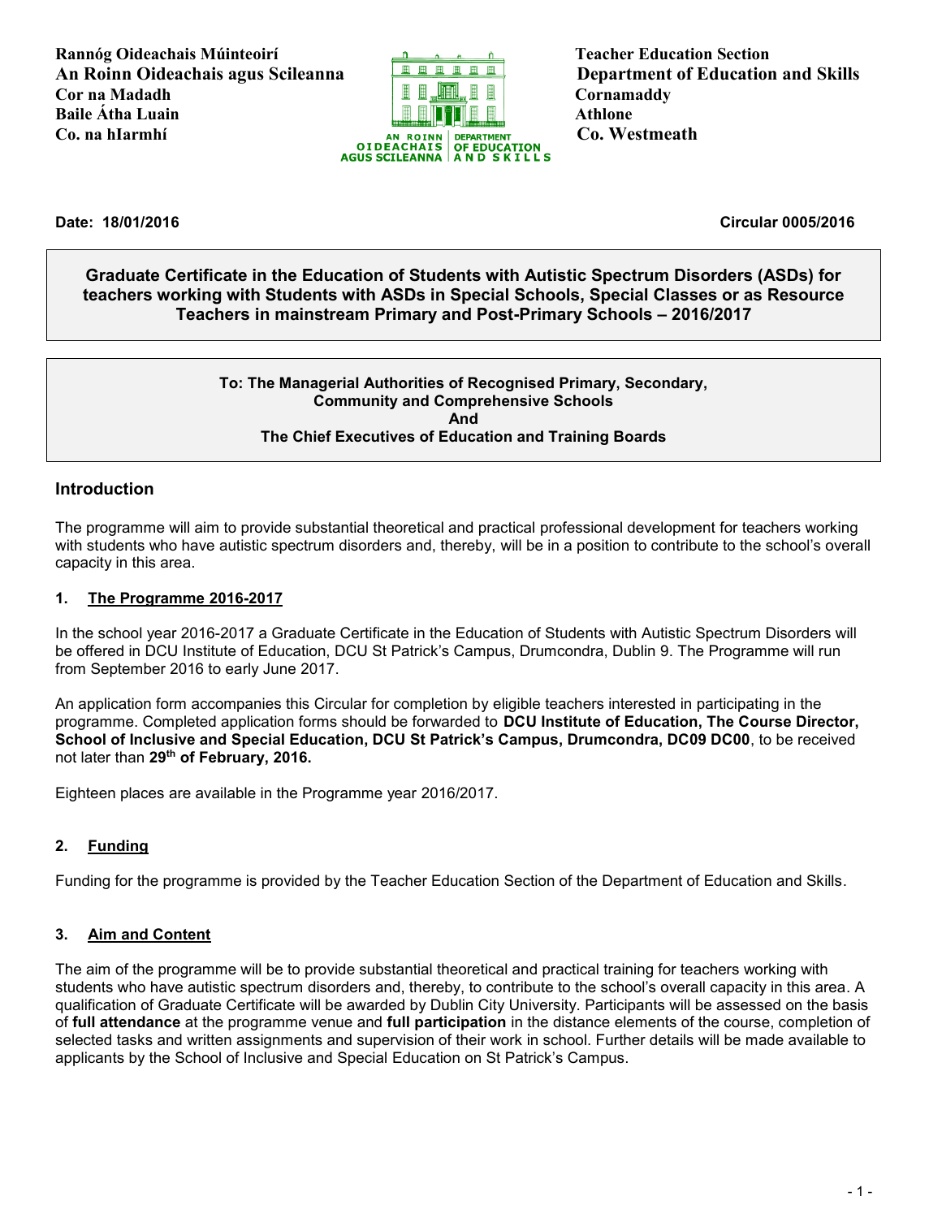**Rannóg Oideachais Múinteoirí**
**An Roinn Oideachais agus Scileanna**
**Cor na Madadh**
**Baile Átha Luain**
**Co. na hIarmhí**

AN ROINN OIDEACHAIS AGUS SCILEANNA | DEPARTMENT OF EDUCATION AND SKILLS

**Teacher Education Section**
**Department of Education and Skills**
**Cornamaddy**
**Athlone**
**Co. Westmeath**

**Date: 18/01/2016** **Circular 0005/2016**

**Graduate Certificate in the Education of Students with Autistic Spectrum Disorders (ASDs) for teachers working with Students with ASDs in Special Schools, Special Classes or as Resource Teachers in mainstream Primary and Post-Primary Schools – 2016/2017**

**To: The Managerial Authorities of Recognised Primary, Secondary, Community and Comprehensive Schools**
**And**
**The Chief Executives of Education and Training Boards**

## Introduction

The programme will aim to provide substantial theoretical and practical professional development for teachers working with students who have autistic spectrum disorders and, thereby, will be in a position to contribute to the school's overall capacity in this area.

### 1. The Programme 2016-2017

In the school year 2016-2017 a Graduate Certificate in the Education of Students with Autistic Spectrum Disorders will be offered in DCU Institute of Education, DCU St Patrick's Campus, Drumcondra, Dublin 9. The Programme will run from September 2016 to early June 2017.

An application form accompanies this Circular for completion by eligible teachers interested in participating in the programme. Completed application forms should be forwarded to **DCU Institute of Education, The Course Director, School of Inclusive and Special Education, DCU St Patrick's Campus, Drumcondra, DC09 DC00**, to be received not later than **29th of February, 2016.**

Eighteen places are available in the Programme year 2016/2017.

### 2. Funding

Funding for the programme is provided by the Teacher Education Section of the Department of Education and Skills.

### 3. Aim and Content

The aim of the programme will be to provide substantial theoretical and practical training for teachers working with students who have autistic spectrum disorders and, thereby, to contribute to the school's overall capacity in this area. A qualification of Graduate Certificate will be awarded by Dublin City University. Participants will be assessed on the basis of **full attendance** at the programme venue and **full participation** in the distance elements of the course, completion of selected tasks and written assignments and supervision of their work in school. Further details will be made available to applicants by the School of Inclusive and Special Education on St Patrick's Campus.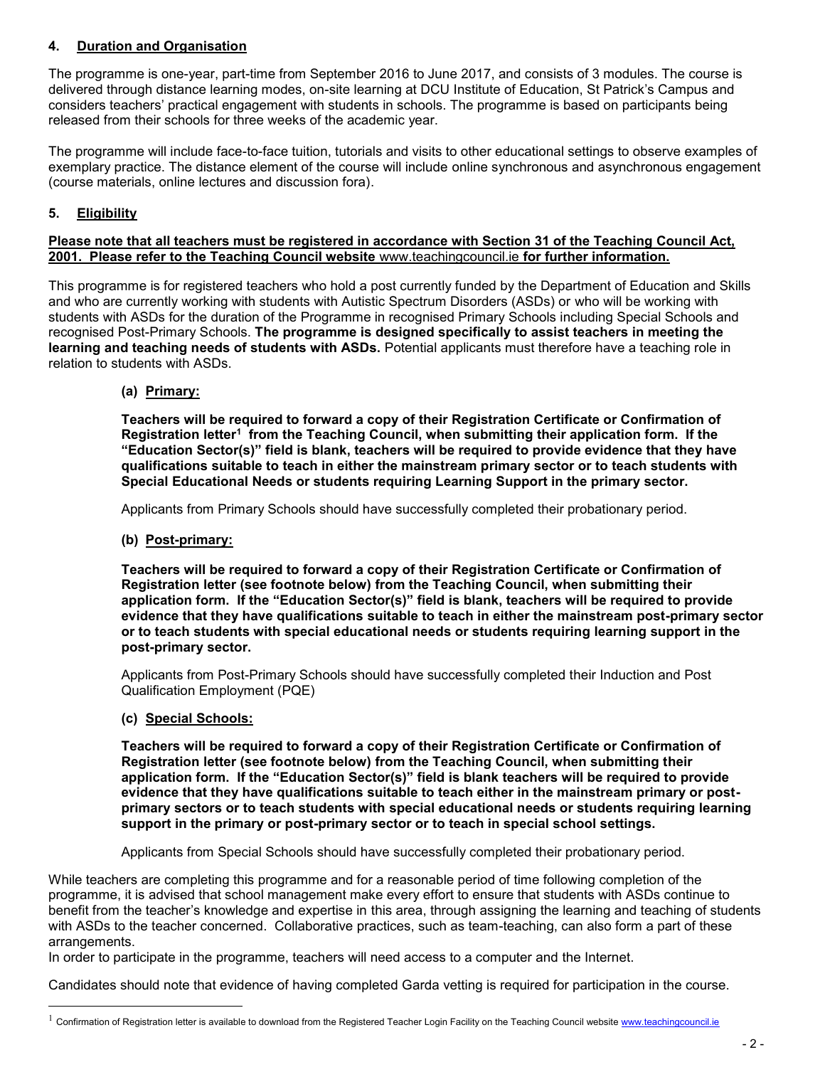## 4. Duration and Organisation

The programme is one-year, part-time from September 2016 to June 2017, and consists of 3 modules. The course is delivered through distance learning modes, on-site learning at DCU Institute of Education, St Patrick's Campus and considers teachers' practical engagement with students in schools. The programme is based on participants being released from their schools for three weeks of the academic year.

The programme will include face-to-face tuition, tutorials and visits to other educational settings to observe examples of exemplary practice. The distance element of the course will include online synchronous and asynchronous engagement (course materials, online lectures and discussion fora).

## 5. Eligibility

**Please note that all teachers must be registered in accordance with Section 31 of the Teaching Council Act, 2001. Please refer to the Teaching Council website** www.teachingcouncil.ie **for further information.**

This programme is for registered teachers who hold a post currently funded by the Department of Education and Skills and who are currently working with students with Autistic Spectrum Disorders (ASDs) or who will be working with students with ASDs for the duration of the Programme in recognised Primary Schools including Special Schools and recognised Post-Primary Schools. **The programme is designed specifically to assist teachers in meeting the learning and teaching needs of students with ASDs.** Potential applicants must therefore have a teaching role in relation to students with ASDs.

### (a) Primary:

**Teachers will be required to forward a copy of their Registration Certificate or Confirmation of Registration letter[1] from the Teaching Council, when submitting their application form. If the "Education Sector(s)" field is blank, teachers will be required to provide evidence that they have qualifications suitable to teach in either the mainstream primary sector or to teach students with Special Educational Needs or students requiring Learning Support in the primary sector.**

Applicants from Primary Schools should have successfully completed their probationary period.

### (b) Post-primary:

**Teachers will be required to forward a copy of their Registration Certificate or Confirmation of Registration letter (see footnote below) from the Teaching Council, when submitting their application form. If the "Education Sector(s)" field is blank, teachers will be required to provide evidence that they have qualifications suitable to teach in either the mainstream post-primary sector or to teach students with special educational needs or students requiring learning support in the post-primary sector.**

Applicants from Post-Primary Schools should have successfully completed their Induction and Post Qualification Employment (PQE)

### (c) Special Schools:

**Teachers will be required to forward a copy of their Registration Certificate or Confirmation of Registration letter (see footnote below) from the Teaching Council, when submitting their application form. If the "Education Sector(s)" field is blank teachers will be required to provide evidence that they have qualifications suitable to teach either in the mainstream primary or post-primary sectors or to teach students with special educational needs or students requiring learning support in the primary or post-primary sector or to teach in special school settings.**

Applicants from Special Schools should have successfully completed their probationary period.

While teachers are completing this programme and for a reasonable period of time following completion of the programme, it is advised that school management make every effort to ensure that students with ASDs continue to benefit from the teacher's knowledge and expertise in this area, through assigning the learning and teaching of students with ASDs to the teacher concerned. Collaborative practices, such as team-teaching, can also form a part of these arrangements.
In order to participate in the programme, teachers will need access to a computer and the Internet.

Candidates should note that evidence of having completed Garda vetting is required for participation in the course.

---

[1] Confirmation of Registration letter is available to download from the Registered Teacher Login Facility on the Teaching Council website www.teachingcouncil.ie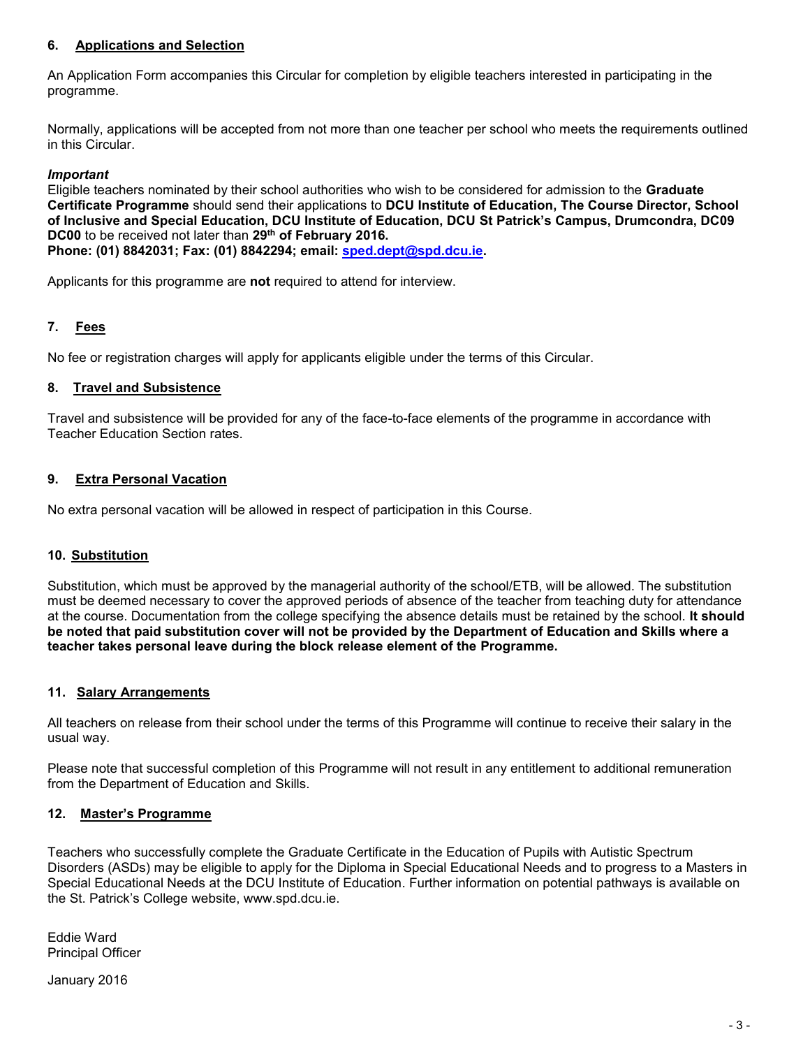## 6. Applications and Selection

An Application Form accompanies this Circular for completion by eligible teachers interested in participating in the programme.

Normally, applications will be accepted from not more than one teacher per school who meets the requirements outlined in this Circular.

***Important***
Eligible teachers nominated by their school authorities who wish to be considered for admission to the **Graduate Certificate Programme** should send their applications to **DCU Institute of Education, The Course Director, School of Inclusive and Special Education, DCU Institute of Education, DCU St Patrick's Campus, Drumcondra, DC09 DC00** to be received not later than **29th of February 2016.**
**Phone: (01) 8842031; Fax: (01) 8842294; email: sped.dept@spd.dcu.ie.**

Applicants for this programme are **not** required to attend for interview.

## 7. Fees

No fee or registration charges will apply for applicants eligible under the terms of this Circular.

## 8. Travel and Subsistence

Travel and subsistence will be provided for any of the face-to-face elements of the programme in accordance with Teacher Education Section rates.

## 9. Extra Personal Vacation

No extra personal vacation will be allowed in respect of participation in this Course.

## 10. Substitution

Substitution, which must be approved by the managerial authority of the school/ETB, will be allowed. The substitution must be deemed necessary to cover the approved periods of absence of the teacher from teaching duty for attendance at the course. Documentation from the college specifying the absence details must be retained by the school. **It should be noted that paid substitution cover will not be provided by the Department of Education and Skills where a teacher takes personal leave during the block release element of the Programme.**

## 11. Salary Arrangements

All teachers on release from their school under the terms of this Programme will continue to receive their salary in the usual way.

Please note that successful completion of this Programme will not result in any entitlement to additional remuneration from the Department of Education and Skills.

## 12. Master's Programme

Teachers who successfully complete the Graduate Certificate in the Education of Pupils with Autistic Spectrum Disorders (ASDs) may be eligible to apply for the Diploma in Special Educational Needs and to progress to a Masters in Special Educational Needs at the DCU Institute of Education. Further information on potential pathways is available on the St. Patrick's College website, www.spd.dcu.ie.

Eddie Ward
Principal Officer

January 2016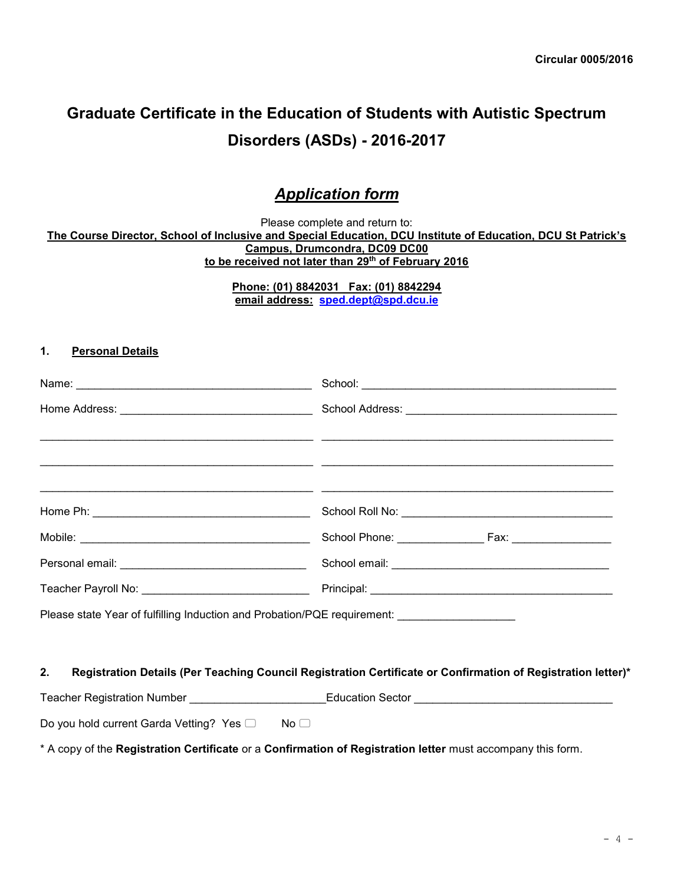**Circular 0005/2016**

# Graduate Certificate in the Education of Students with Autistic Spectrum Disorders (ASDs) - 2016-2017

## *Application form*

Please complete and return to:

**The Course Director, School of Inclusive and Special Education, DCU Institute of Education, DCU St Patrick's Campus, Drumcondra, DC09 DC00**
**to be received not later than 29th of February 2016**

**Phone: (01) 8842031   Fax: (01) 8842294**
**email address: sped.dept@spd.dcu.ie**

### 1. Personal Details

Name: ______________________________________ School: __________________________________________

Home Address: ______________________________ School Address: ___________________________________

_____________________________________________ _______________________________________________

_____________________________________________ _______________________________________________

_____________________________________________ _______________________________________________

Home Ph: ___________________________________ School Roll No: ___________________________________

Mobile: _____________________________________ School Phone: _____________ Fax: _______________

Personal email: ______________________________ School email: ____________________________________

Teacher Payroll No: __________________________ Principal: _________________________________________

Please state Year of fulfilling Induction and Probation/PQE requirement: __________________

### 2. Registration Details (Per Teaching Council Registration Certificate or Confirmation of Registration letter)*

Teacher Registration Number _____________________ Education Sector ______________________________

Do you hold current Garda Vetting? Yes ☐   No ☐

* A copy of the **Registration Certificate** or a **Confirmation of Registration letter** must accompany this form.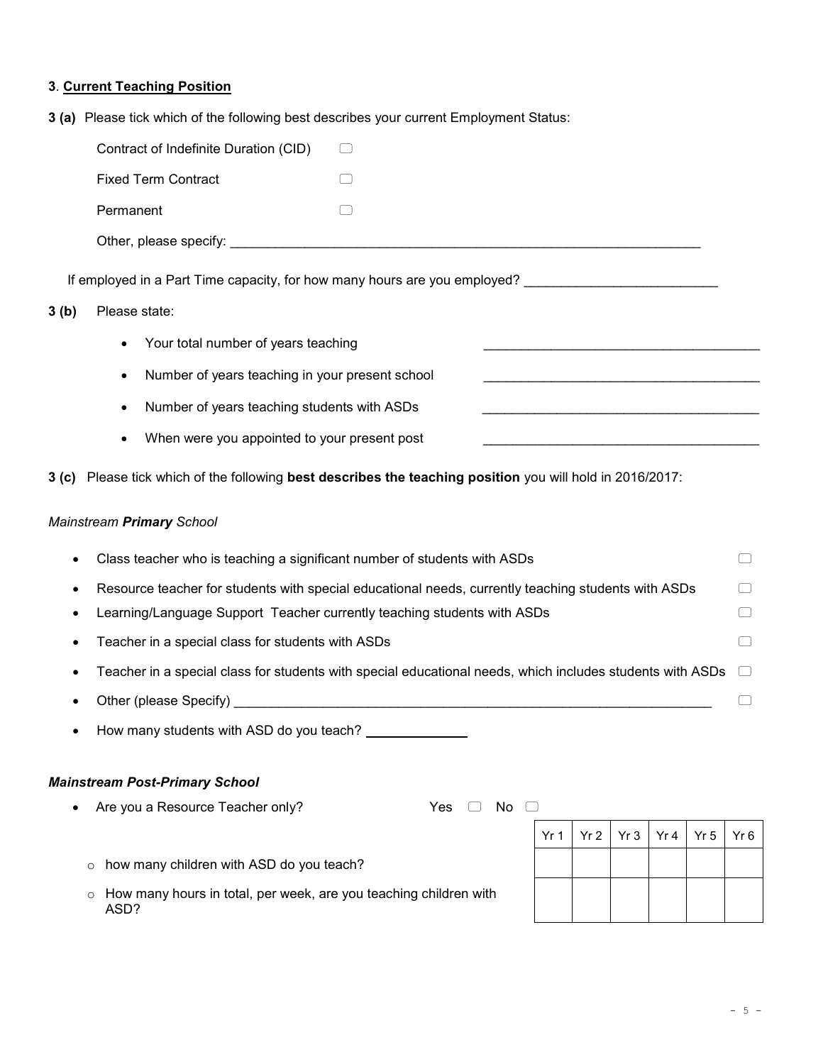### 3. **Current Teaching Position**

**3 (a)** Please tick which of the following best describes your current Employment Status:

Contract of Indefinite Duration (CID) ☐

Fixed Term Contract ☐

Permanent ☐

Other, please specify: ______________________________________________________________

If employed in a Part Time capacity, for how many hours are you employed? ________________________

**3 (b)** Please state:

- Your total number of years teaching ____________________________________
- Number of years teaching in your present school ____________________________________
- Number of years teaching students with ASDs ____________________________________
- When were you appointed to your present post ____________________________________

**3 (c)** Please tick which of the following **best describes the teaching position** you will hold in 2016/2017:

*Mainstream **Primary** School*

- Class teacher who is teaching a significant number of students with ASDs ☐
- Resource teacher for students with special educational needs, currently teaching students with ASDs ☐
- Learning/Language Support Teacher currently teaching students with ASDs ☐
- Teacher in a special class for students with ASDs ☐
- Teacher in a special class for students with special educational needs, which includes students with ASDs ☐
- Other (please Specify) ________________________________________________________________ ☐
- How many students with ASD do you teach? _____________

***Mainstream Post-Primary School***

- Are you a Resource Teacher only? Yes ☐ No ☐
  - how many children with ASD do you teach?
  - How many hours in total, per week, are you teaching children with ASD?

| | Yr 1 | Yr 2 | Yr 3 | Yr 4 | Yr 5 | Yr 6 |
|---|---|---|---|---|---|---|
| how many children with ASD do you teach? | | | | | | |
| How many hours in total, per week, are you teaching children with ASD? | | | | | | |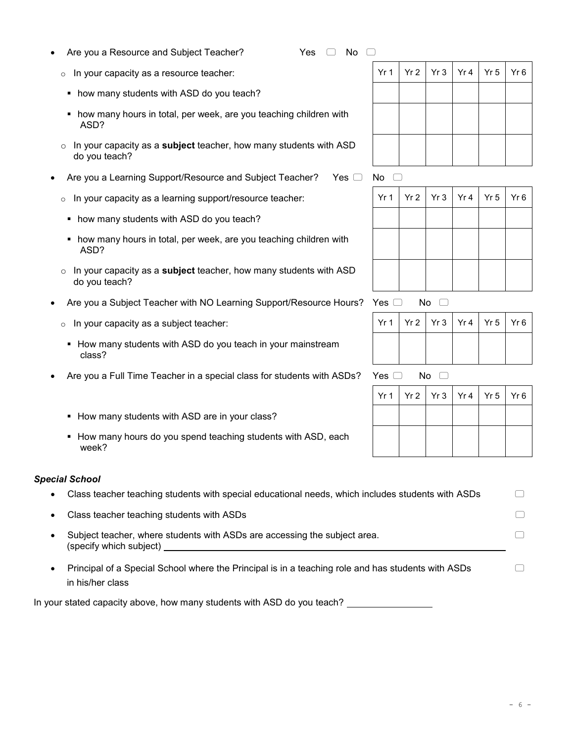- Are you a Resource and Subject Teacher? Yes ☐ No ☐
  - In your capacity as a resource teacher:
    - how many students with ASD do you teach?
    - how many hours in total, per week, are you teaching children with ASD?
  - In your capacity as a **subject** teacher, how many students with ASD do you teach?

| | Yr 1 | Yr 2 | Yr 3 | Yr 4 | Yr 5 | Yr 6 |
|---|---|---|---|---|---|---|
| how many students with ASD do you teach? | | | | | | |
| how many hours in total, per week, are you teaching children with ASD? | | | | | | |
| In your capacity as a **subject** teacher, how many students with ASD do you teach? | | | | | | |

- Are you a Learning Support/Resource and Subject Teacher? Yes ☐ No ☐
  - In your capacity as a learning support/resource teacher:
    - how many students with ASD do you teach?
    - how many hours in total, per week, are you teaching children with ASD?
  - In your capacity as a **subject** teacher, how many students with ASD do you teach?

| | Yr 1 | Yr 2 | Yr 3 | Yr 4 | Yr 5 | Yr 6 |
|---|---|---|---|---|---|---|
| how many students with ASD do you teach? | | | | | | |
| how many hours in total, per week, are you teaching children with ASD? | | | | | | |
| In your capacity as a **subject** teacher, how many students with ASD do you teach? | | | | | | |

- Are you a Subject Teacher with NO Learning Support/Resource Hours? Yes ☐ No ☐
  - In your capacity as a subject teacher:
    - How many students with ASD do you teach in your mainstream class?

| | Yr 1 | Yr 2 | Yr 3 | Yr 4 | Yr 5 | Yr 6 |
|---|---|---|---|---|---|---|
| How many students with ASD do you teach in your mainstream class? | | | | | | |

- Are you a Full Time Teacher in a special class for students with ASDs? Yes ☐ No ☐
    - How many students with ASD are in your class?
    - How many hours do you spend teaching students with ASD, each week?

| | Yr 1 | Yr 2 | Yr 3 | Yr 4 | Yr 5 | Yr 6 |
|---|---|---|---|---|---|---|
| How many students with ASD are in your class? | | | | | | |
| How many hours do you spend teaching students with ASD, each week? | | | | | | |

***Special School***

- Class teacher teaching students with special educational needs, which includes students with ASDs ☐
- Class teacher teaching students with ASDs ☐
- Subject teacher, where students with ASDs are accessing the subject area. ☐
  (specify which subject) ____________________
- Principal of a Special School where the Principal is in a teaching role and has students with ASDs in his/her class ☐

In your stated capacity above, how many students with ASD do you teach? ____________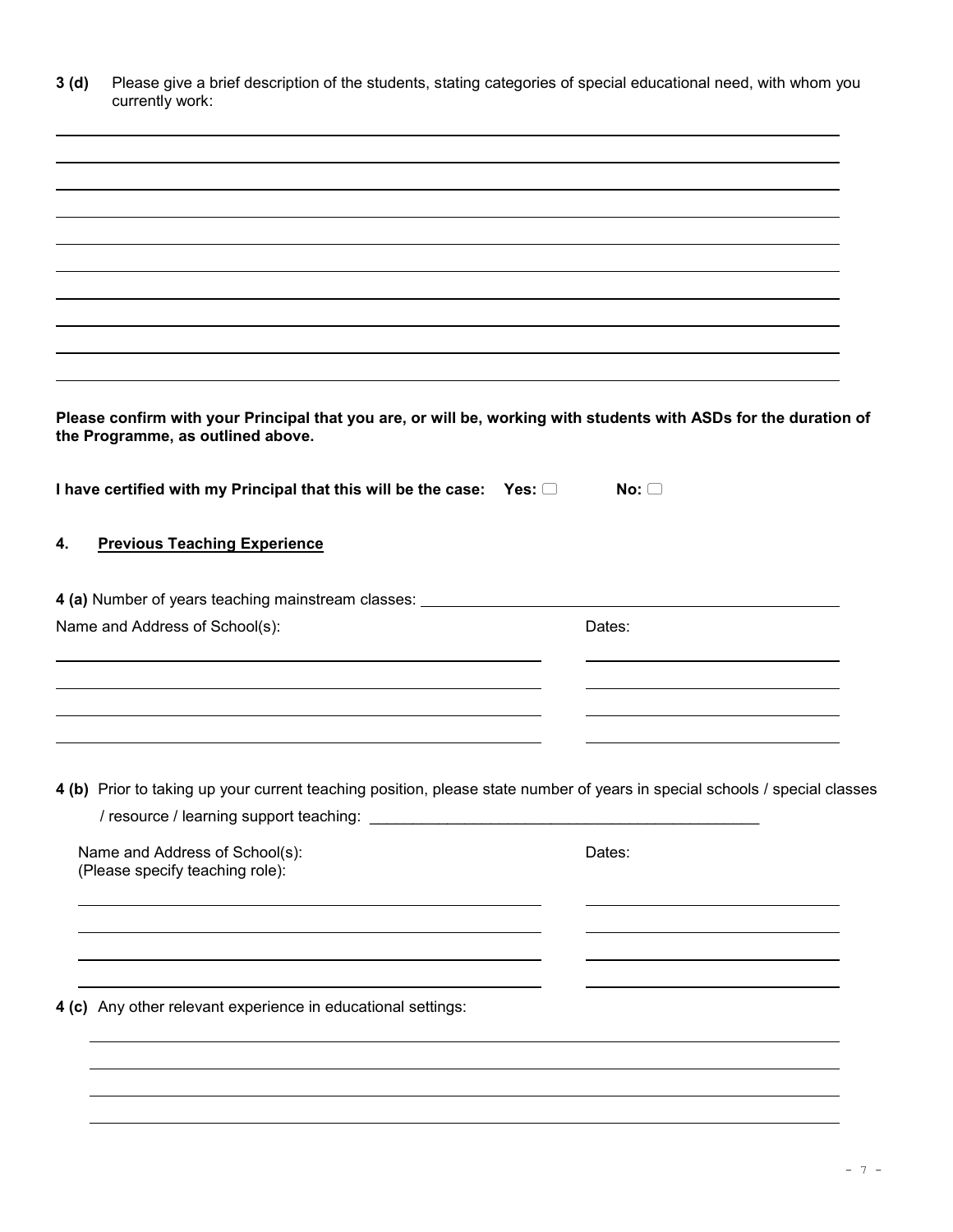**3 (d)** Please give a brief description of the students, stating categories of special educational need, with whom you currently work:

**Please confirm with your Principal that you are, or will be, working with students with ASDs for the duration of the Programme, as outlined above.**

**I have certified with my Principal that this will be the case: Yes:** ☐ **No:** ☐

## 4. Previous Teaching Experience

**4 (a)** Number of years teaching mainstream classes: ______________________

Name and Address of School(s): Dates:

**4 (b)** Prior to taking up your current teaching position, please state number of years in special schools / special classes / resource / learning support teaching: ______________________

Name and Address of School(s):
(Please specify teaching role): Dates:

**4 (c)** Any other relevant experience in educational settings: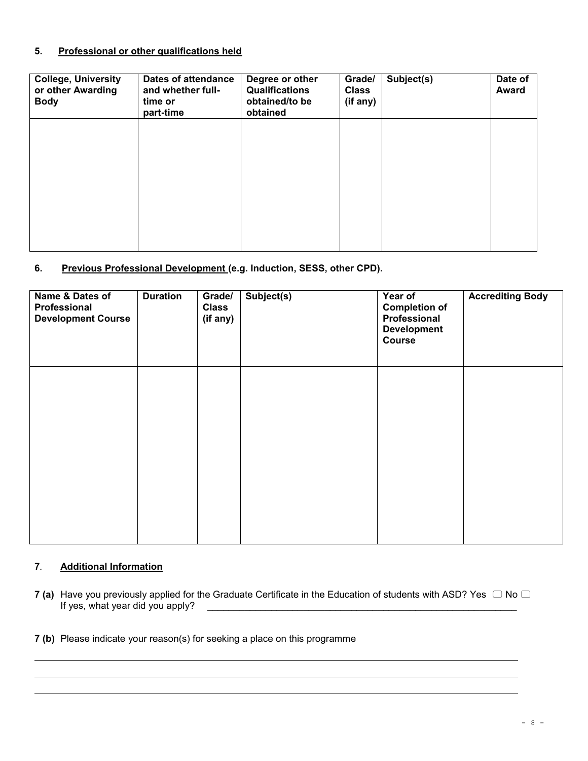**5. Professional or other qualifications held**

| College, University or other Awarding Body | Dates of attendance and whether full-time or part-time | Degree or other Qualifications obtained/to be obtained | Grade/ Class (if any) | Subject(s) | Date of Award |
|---|---|---|---|---|---|
| | | | | | |

**6. Previous Professional Development (e.g. Induction, SESS, other CPD).**

| Name & Dates of Professional Development Course | Duration | Grade/ Class (if any) | Subject(s) | Year of Completion of Professional Development Course | Accrediting Body |
|---|---|---|---|---|---|
| | | | | | |

**7. Additional Information**

**7 (a)** Have you previously applied for the Graduate Certificate in the Education of students with ASD? Yes ☐ No ☐
If yes, what year did you apply? ____________________________________________________________

**7 (b)** Please indicate your reason(s) for seeking a place on this programme

______________________________________________________________________________

______________________________________________________________________________

______________________________________________________________________________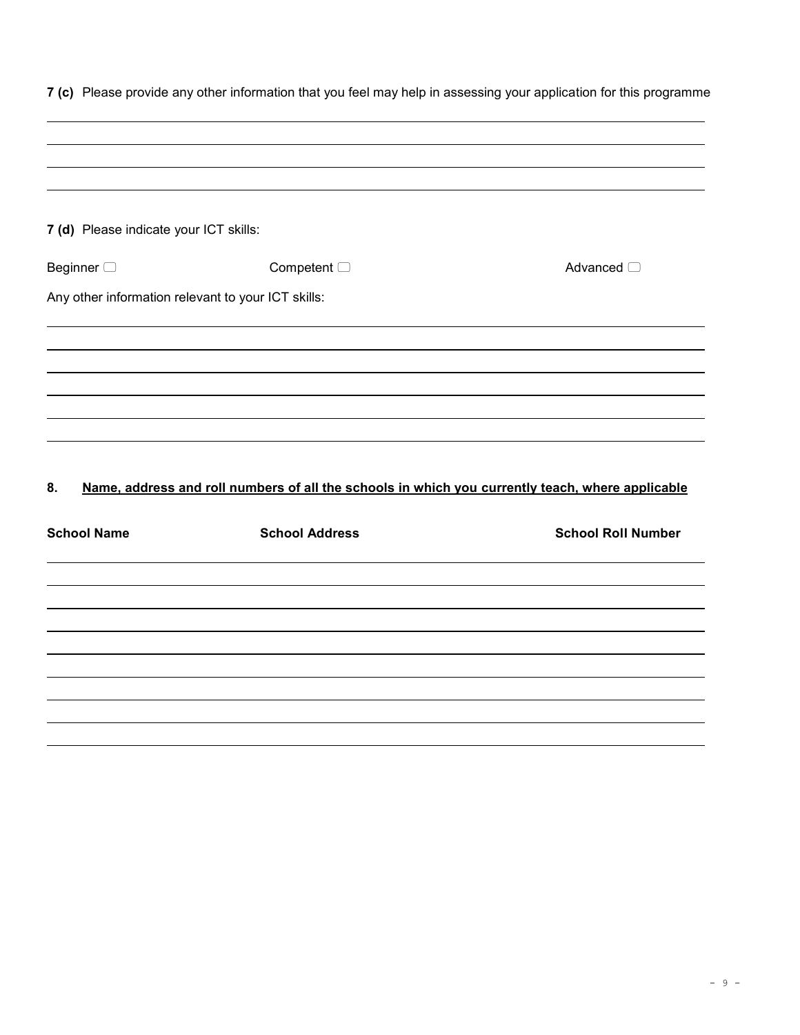**7 (c)** Please provide any other information that you feel may help in assessing your application for this programme

\_\_\_\_\_\_\_\_\_\_\_\_\_\_\_\_\_\_\_\_\_\_\_\_\_\_\_\_\_\_\_\_\_\_\_\_\_\_\_\_\_\_\_\_\_\_\_\_\_\_\_\_\_\_\_\_\_\_\_\_\_\_\_\_\_\_\_\_\_\_\_\_\_\_\_\_\_\_

\_\_\_\_\_\_\_\_\_\_\_\_\_\_\_\_\_\_\_\_\_\_\_\_\_\_\_\_\_\_\_\_\_\_\_\_\_\_\_\_\_\_\_\_\_\_\_\_\_\_\_\_\_\_\_\_\_\_\_\_\_\_\_\_\_\_\_\_\_\_\_\_\_\_\_\_\_\_

\_\_\_\_\_\_\_\_\_\_\_\_\_\_\_\_\_\_\_\_\_\_\_\_\_\_\_\_\_\_\_\_\_\_\_\_\_\_\_\_\_\_\_\_\_\_\_\_\_\_\_\_\_\_\_\_\_\_\_\_\_\_\_\_\_\_\_\_\_\_\_\_\_\_\_\_\_\_

\_\_\_\_\_\_\_\_\_\_\_\_\_\_\_\_\_\_\_\_\_\_\_\_\_\_\_\_\_\_\_\_\_\_\_\_\_\_\_\_\_\_\_\_\_\_\_\_\_\_\_\_\_\_\_\_\_\_\_\_\_\_\_\_\_\_\_\_\_\_\_\_\_\_\_\_\_\_

**7 (d)** Please indicate your ICT skills:

Beginner ☐ Competent ☐ Advanced ☐

Any other information relevant to your ICT skills:

\_\_\_\_\_\_\_\_\_\_\_\_\_\_\_\_\_\_\_\_\_\_\_\_\_\_\_\_\_\_\_\_\_\_\_\_\_\_\_\_\_\_\_\_\_\_\_\_\_\_\_\_\_\_\_\_\_\_\_\_\_\_\_\_\_\_\_\_\_\_\_\_\_\_\_\_\_\_

\_\_\_\_\_\_\_\_\_\_\_\_\_\_\_\_\_\_\_\_\_\_\_\_\_\_\_\_\_\_\_\_\_\_\_\_\_\_\_\_\_\_\_\_\_\_\_\_\_\_\_\_\_\_\_\_\_\_\_\_\_\_\_\_\_\_\_\_\_\_\_\_\_\_\_\_\_\_

\_\_\_\_\_\_\_\_\_\_\_\_\_\_\_\_\_\_\_\_\_\_\_\_\_\_\_\_\_\_\_\_\_\_\_\_\_\_\_\_\_\_\_\_\_\_\_\_\_\_\_\_\_\_\_\_\_\_\_\_\_\_\_\_\_\_\_\_\_\_\_\_\_\_\_\_\_\_

\_\_\_\_\_\_\_\_\_\_\_\_\_\_\_\_\_\_\_\_\_\_\_\_\_\_\_\_\_\_\_\_\_\_\_\_\_\_\_\_\_\_\_\_\_\_\_\_\_\_\_\_\_\_\_\_\_\_\_\_\_\_\_\_\_\_\_\_\_\_\_\_\_\_\_\_\_\_

\_\_\_\_\_\_\_\_\_\_\_\_\_\_\_\_\_\_\_\_\_\_\_\_\_\_\_\_\_\_\_\_\_\_\_\_\_\_\_\_\_\_\_\_\_\_\_\_\_\_\_\_\_\_\_\_\_\_\_\_\_\_\_\_\_\_\_\_\_\_\_\_\_\_\_\_\_\_

\_\_\_\_\_\_\_\_\_\_\_\_\_\_\_\_\_\_\_\_\_\_\_\_\_\_\_\_\_\_\_\_\_\_\_\_\_\_\_\_\_\_\_\_\_\_\_\_\_\_\_\_\_\_\_\_\_\_\_\_\_\_\_\_\_\_\_\_\_\_\_\_\_\_\_\_\_\_

## 8. Name, address and roll numbers of all the schools in which you currently teach, where applicable

| School Name | School Address | School Roll Number |
| --- | --- | --- |
| | | |
| | | |
| | | |
| | | |
| | | |
| | | |
| | | |
| | | |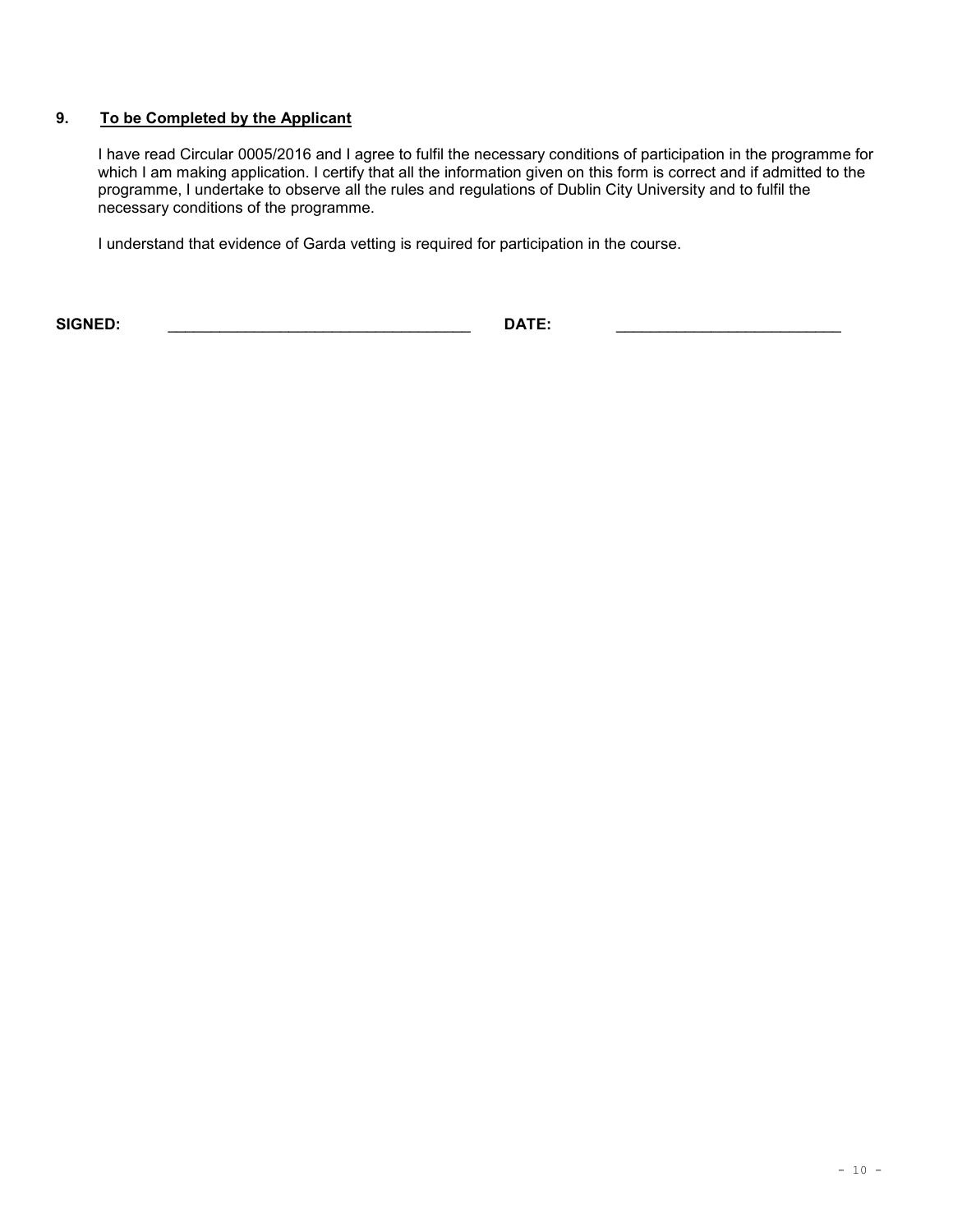## 9. To be Completed by the Applicant

I have read Circular 0005/2016 and I agree to fulfil the necessary conditions of participation in the programme for which I am making application. I certify that all the information given on this form is correct and if admitted to the programme, I undertake to observe all the rules and regulations of Dublin City University and to fulfil the necessary conditions of the programme.

I understand that evidence of Garda vetting is required for participation in the course.

**SIGNED:** ___________________________________ **DATE:** _________________________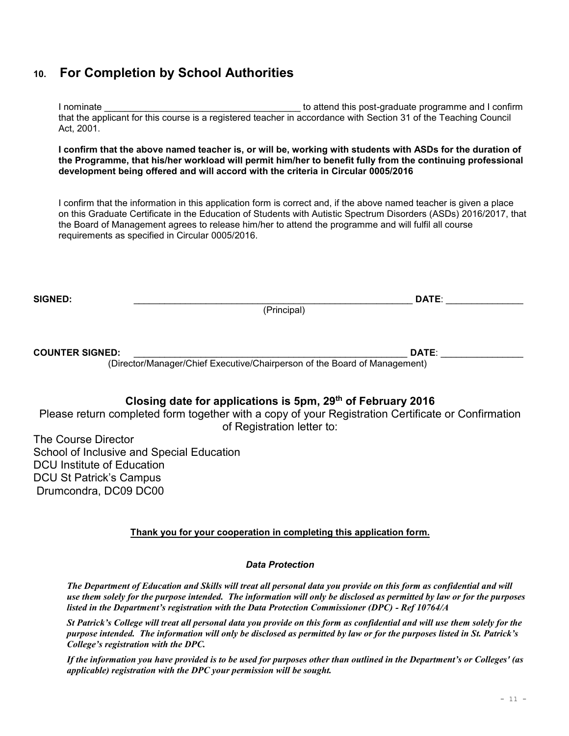## 10. For Completion by School Authorities

I nominate ______________________________________ to attend this post-graduate programme and I confirm that the applicant for this course is a registered teacher in accordance with Section 31 of the Teaching Council Act, 2001.

**I confirm that the above named teacher is, or will be, working with students with ASDs for the duration of the Programme, that his/her workload will permit him/her to benefit fully from the continuing professional development being offered and will accord with the criteria in Circular 0005/2016**

I confirm that the information in this application form is correct and, if the above named teacher is given a place on this Graduate Certificate in the Education of Students with Autistic Spectrum Disorders (ASDs) 2016/2017, that the Board of Management agrees to release him/her to attend the programme and will fulfil all course requirements as specified in Circular 0005/2016.

**SIGNED:** _________________________________________________________ **DATE**: _______________
(Principal)

**COUNTER SIGNED:** _______________________________________________________ **DATE**: ________________
(Director/Manager/Chief Executive/Chairperson of the Board of Management)

**Closing date for applications is 5pm, 29th of February 2016**

Please return completed form together with a copy of your Registration Certificate or Confirmation of Registration letter to:

The Course Director
School of Inclusive and Special Education
DCU Institute of Education
DCU St Patrick's Campus
Drumcondra, DC09 DC00

**Thank you for your cooperation in completing this application form.**

***Data Protection***

***The Department of Education and Skills will treat all personal data you provide on this form as confidential and will use them solely for the purpose intended. The information will only be disclosed as permitted by law or for the purposes listed in the Department's registration with the Data Protection Commissioner (DPC) - Ref 10764/A***

***St Patrick's College will treat all personal data you provide on this form as confidential and will use them solely for the purpose intended. The information will only be disclosed as permitted by law or for the purposes listed in St. Patrick's College's registration with the DPC.***

***If the information you have provided is to be used for purposes other than outlined in the Department's or Colleges' (as applicable) registration with the DPC your permission will be sought.***